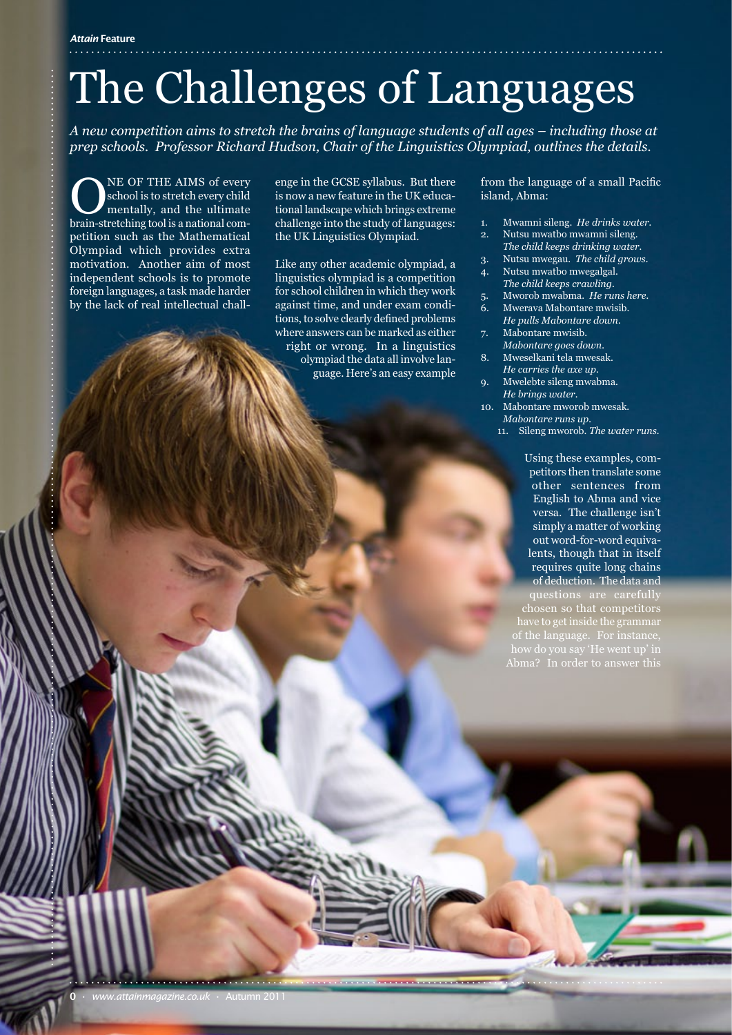# The Challenges of Languages

*A new competition aims to stretch the brains of language students of all ages – including those at prep schools. Professor Richard Hudson, Chair of the Linguistics Olympiad, outlines the details.*

ONE OF THE AIMS of every school is to stretch every child mentally, and the ultimate brain-stretching tool is a national competition such as the Mathematical Olympiad which provides extra motivation. Another aim of most independent schools is to promote foreign languages, a task made harder by the lack of real intellectual challenge in the GCSE syllabus. But there is now a new feature in the UK educational landscape which brings extreme challenge into the study of languages: the UK Linguistics Olympiad.

Like any other academic olympiad, a linguistics olympiad is a competition for school children in which they work against time, and under exam conditions, to solve clearly defined problems where answers can be marked as either right or wrong. In a linguistics olympiad the data all involve language. Here's an easy example from the language of a small Pacific island, Abma:

1. Mwamni sileng. *He drinks water.*
2. Nutsu mwatbo mwamni sileng. *The child keeps drinking water.*
3. Nutsu mwegau. *The child grows.*
4. Nutsu mwatbo mwegalgal. *The child keeps crawling.*
5. Mworob mwabma. *He runs here.*
6. Mwerava Mabontare mwisib. *He pulls Mabontare down.*
7. Mabontare mwisib. *Mabontare goes down.*
8. Mweselkani tela mwesak. *He carries the axe up.*
9. Mwelebte sileng mwabma. *He brings water.*
10. Mabontare mworob mwesak. *Mabontare runs up.*
11. Sileng mworob. *The water runs.*

Using these examples, competitors then translate some other sentences from English to Abma and vice versa. The challenge isn't simply a matter of working out word-for-word equivalents, though that in itself requires quite long chains of deduction. The data and questions are carefully chosen so that competitors have to get inside the grammar of the language. For instance, how do you say 'He went up' in Abma? In order to answer this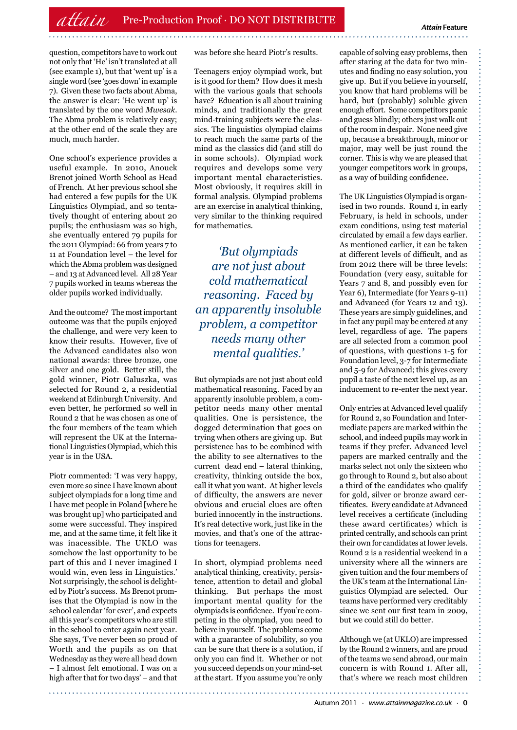question, competitors have to work out not only that 'He' isn't translated at all (see example 1), but that 'went up' is a single word (see 'goes down' in example 7). Given these two facts about Abma, the answer is clear: 'He went up' is translated by the one word *Mwesak*. The Abma problem is relatively easy; at the other end of the scale they are much, much harder.

One school's experience provides a useful example. In 2010, Anouck Brenot joined Worth School as Head of French. At her previous school she had entered a few pupils for the UK Linguistics Olympiad, and so tentatively thought of entering about 20 pupils; the enthusiasm was so high, she eventually entered 79 pupils for the 2011 Olympiad: 66 from years 7 to 11 at Foundation level – the level for which the Abma problem was designed – and 13 at Advanced level. All 28 Year 7 pupils worked in teams whereas the older pupils worked individually.

And the outcome? The most important outcome was that the pupils enjoyed the challenge, and were very keen to know their results. However, five of the Advanced candidates also won national awards: three bronze, one silver and one gold. Better still, the gold winner, Piotr Galuszka, was selected for Round 2, a residential weekend at Edinburgh University. And even better, he performed so well in Round 2 that he was chosen as one of the four members of the team which will represent the UK at the International Linguistics Olympiad, which this year is in the USA.

Piotr commented: 'I was very happy, even more so since I have known about subject olympiads for a long time and I have met people in Poland [where he was brought up] who participated and some were successful. They inspired me, and at the same time, it felt like it was inaccessible. The UKLO was somehow the last opportunity to be part of this and I never imagined I would win, even less in Linguistics.' Not surprisingly, the school is delighted by Piotr's success. Ms Brenot promises that the Olympiad is now in the school calendar 'for ever', and expects all this year's competitors who are still in the school to enter again next year. She says, 'I've never been so proud of Worth and the pupils as on that Wednesday as they were all head down – I almost felt emotional. I was on a high after that for two days' – and that was before she heard Piotr's results.

Teenagers enjoy olympiad work, but is it good for them? How does it mesh with the various goals that schools have? Education is all about training minds, and traditionally the great mind-training subjects were the classics. The linguistics olympiad claims to reach much the same parts of the mind as the classics did (and still do in some schools). Olympiad work requires and develops some very important mental characteristics. Most obviously, it requires skill in formal analysis. Olympiad problems are an exercise in analytical thinking, very similar to the thinking required for mathematics.

> *'But olympiads are not just about cold mathematical reasoning. Faced by an apparently insoluble problem, a competitor needs many other mental qualities.'*

But olympiads are not just about cold mathematical reasoning. Faced by an apparently insoluble problem, a competitor needs many other mental qualities. One is persistence, the dogged determination that goes on trying when others are giving up. But persistence has to be combined with the ability to see alternatives to the current dead end – lateral thinking, creativity, thinking outside the box, call it what you want. At higher levels of difficulty, the answers are never obvious and crucial clues are often buried innocently in the instructions. It's real detective work, just like in the movies, and that's one of the attractions for teenagers.

In short, olympiad problems need analytical thinking, creativity, persistence, attention to detail and global thinking. But perhaps the most important mental quality for the olympiads is confidence. If you're competing in the olympiad, you need to believe in yourself. The problems come with a guarantee of solubility, so you can be sure that there is a solution, if only you can find it. Whether or not you succeed depends on your mind-set at the start. If you assume you're only capable of solving easy problems, then after staring at the data for two minutes and finding no easy solution, you give up. But if you believe in yourself, you know that hard problems will be hard, but (probably) soluble given enough effort. Some competitors panic and guess blindly; others just walk out of the room in despair. None need give up, because a breakthrough, minor or major, may well be just round the corner. This is why we are pleased that younger competitors work in groups, as a way of building confidence.

The UK Linguistics Olympiad is organised in two rounds. Round 1, in early February, is held in schools, under exam conditions, using test material circulated by email a few days earlier. As mentioned earlier, it can be taken at different levels of difficult, and as from 2012 there will be three levels: Foundation (very easy, suitable for Years 7 and 8, and possibly even for Year 6), Intermediate (for Years 9-11) and Advanced (for Years 12 and 13). These years are simply guidelines, and in fact any pupil may be entered at any level, regardless of age. The papers are all selected from a common pool of questions, with questions 1-5 for Foundation level, 3-7 for Intermediate and 5-9 for Advanced; this gives every pupil a taste of the next level up, as an inducement to re-enter the next year.

Only entries at Advanced level qualify for Round 2, so Foundation and Intermediate papers are marked within the school, and indeed pupils may work in teams if they prefer. Advanced level papers are marked centrally and the marks select not only the sixteen who go through to Round 2, but also about a third of the candidates who qualify for gold, silver or bronze award certificates. Every candidate at Advanced level receives a certificate (including these award certificates) which is printed centrally, and schools can print their own for candidates at lower levels. Round 2 is a residential weekend in a university where all the winners are given tuition and the four members of the UK's team at the International Linguistics Olympiad are selected. Our teams have performed very creditably since we sent our first team in 2009, but we could still do better.

Although we (at UKLO) are impressed by the Round 2 winners, and are proud of the teams we send abroad, our main concern is with Round 1. After all, that's where we reach most children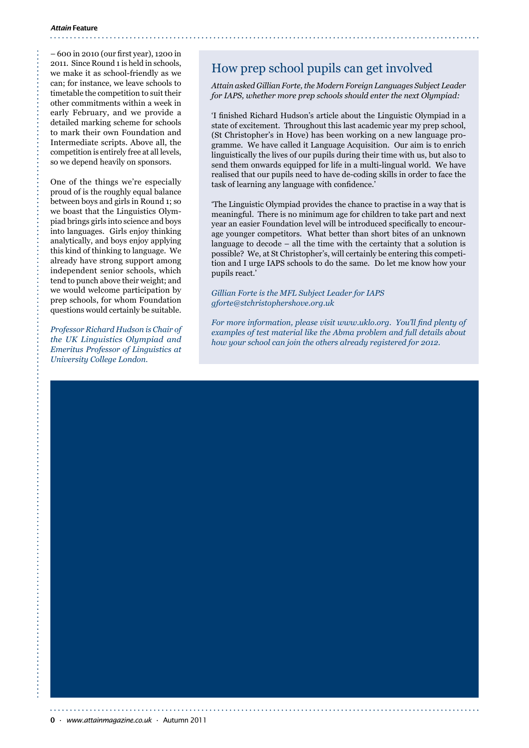– 600 in 2010 (our first year), 1200 in 2011. Since Round 1 is held in schools, we make it as school-friendly as we can; for instance, we leave schools to timetable the competition to suit their other commitments within a week in early February, and we provide a detailed marking scheme for schools to mark their own Foundation and Intermediate scripts. Above all, the competition is entirely free at all levels, so we depend heavily on sponsors.

One of the things we're especially proud of is the roughly equal balance between boys and girls in Round 1; so we boast that the Linguistics Olympiad brings girls into science and boys into languages. Girls enjoy thinking analytically, and boys enjoy applying this kind of thinking to language. We already have strong support among independent senior schools, which tend to punch above their weight; and we would welcome participation by prep schools, for whom Foundation questions would certainly be suitable.

*Professor Richard Hudson is Chair of the UK Linguistics Olympiad and Emeritus Professor of Linguistics at University College London.*

## How prep school pupils can get involved

*Attain asked Gillian Forte, the Modern Foreign Languages Subject Leader for IAPS, whether more prep schools should enter the next Olympiad:*

'I finished Richard Hudson's article about the Linguistic Olympiad in a state of excitement. Throughout this last academic year my prep school, (St Christopher's in Hove) has been working on a new language programme. We have called it Language Acquisition. Our aim is to enrich linguistically the lives of our pupils during their time with us, but also to send them onwards equipped for life in a multi-lingual world. We have realised that our pupils need to have de-coding skills in order to face the task of learning any language with confidence.'

'The Linguistic Olympiad provides the chance to practise in a way that is meaningful. There is no minimum age for children to take part and next year an easier Foundation level will be introduced specifically to encourage younger competitors. What better than short bites of an unknown language to decode – all the time with the certainty that a solution is possible? We, at St Christopher's, will certainly be entering this competition and I urge IAPS schools to do the same. Do let me know how your pupils react.'

*Gillian Forte is the MFL Subject Leader for IAPS*
*gforte@stchristophershove.org.uk*

*For more information, please visit www.uklo.org. You'll find plenty of examples of test material like the Abma problem and full details about how your school can join the others already registered for 2012.*